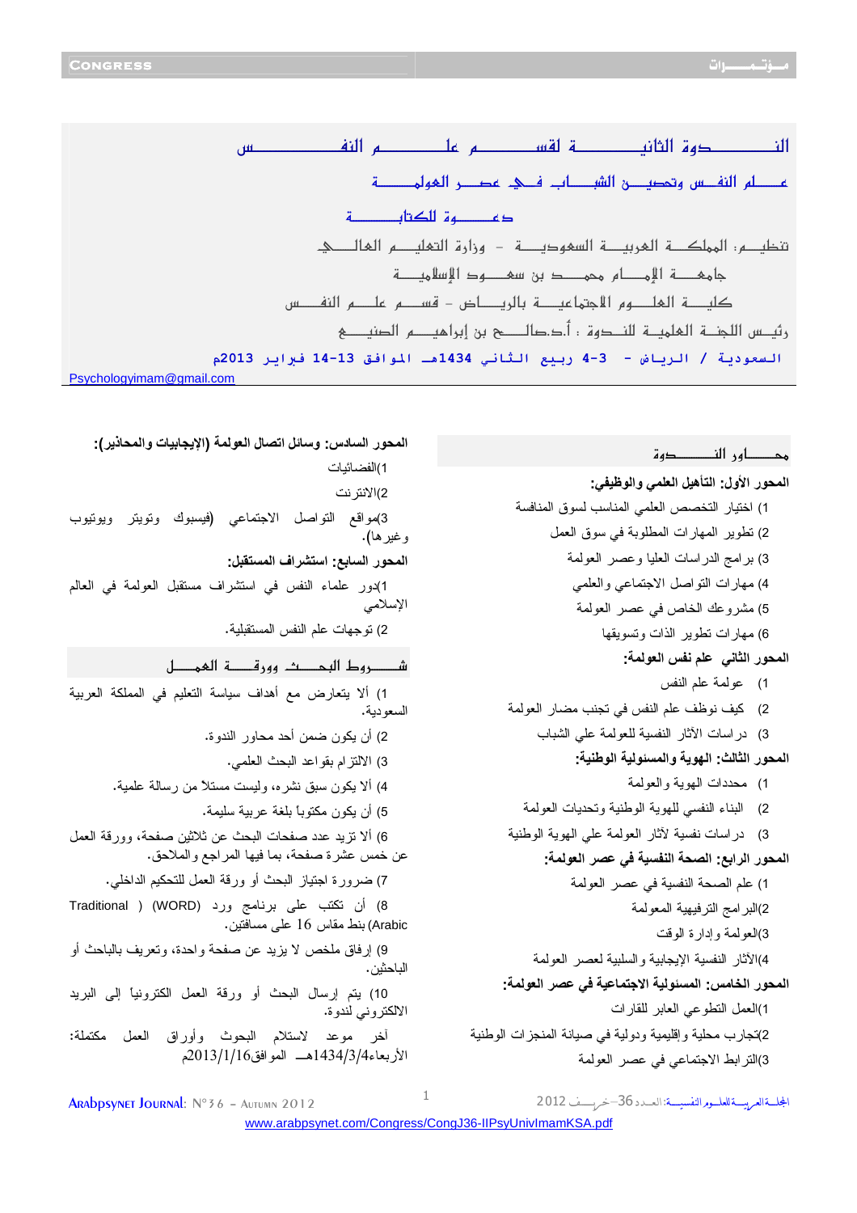# الندوة الثانية لقسم علم النفس

## علم النفس وتحصين الشباب في عصر العولمة

### دعوة للكتابة

تنظيم: المملكة العربية السعودية - وزارة التعليم العالي

جامعة الإمام محمد بن سعود الإسلامية

كلية العلوم الاجتماعية بالرياض - قسم علم النفس

رئيس اللجنة العلمية للندوة : أ.د.صالح بن إبراهيم الصنيع

السعودية / الرياض - 3-4 ربيع الثاني 1434هـ الموافق 13-14 فبراير 2013م

Psychologyimam@gmail.com

## محاور الندوة

**المحور الأول: التأهيل العلمي والوظيفي:**

1) اختيار التخصص العلمي المناسب لسوق المنافسة
2) تطوير المهارات المطلوبة في سوق العمل
3) برامج الدراسات العليا وعصر العولمة
4) مهارات التواصل الاجتماعي والعلمي
5) مشروعك الخاص في عصر العولمة
6) مهارات تطوير الذات وتسويقها

**المحور الثاني: علم نفس العولمة:**

1) عولمة علم النفس
2) كيف نوظف علم النفس في تجنب مضار العولمة
3) دراسات الآثار النفسية للعولمة على الشباب

**المحور الثالث: الهوية والمسئولية الوطنية:**

1) محددات الهوية والعولمة
2) البناء النفسي للهوية الوطنية وتحديات العولمة
3) دراسات نفسية لآثار العولمة على الهوية الوطنية

**المحور الرابع: الصحة النفسية في عصر العولمة:**

1) علم الصحة النفسية في عصر العولمة
2) البرامج الترفيهية المعولمة
3) العولمة وإدارة الوقت
4) الآثار النفسية الإيجابية والسلبية لعصر العولمة

**المحور الخامس: المسئولية الاجتماعية في عصر العولمة:**

1) العمل التطوعي العابر للقارات
2) تجارب محلية وإقليمية ودولية في صيانة المنجزات الوطنية
3) الترابط الاجتماعي في عصر العولمة

**المحور السادس: وسائل اتصال العولمة (الإيجابيات والمحاذير):**

1) الفضائيات
2) الانترنت
3) مواقع التواصل الاجتماعي (فيسبوك وتويتر ويوتيوب وغيرها).

**المحور السابع: استشراف المستقبل:**

1) دور علماء النفس في استشراف مستقبل العولمة في العالم الإسلامي
2) توجهات علم النفس المستقبلية.

## شروط البحث وورقة العمل

1) ألا يتعارض مع أهداف سياسة التعليم في المملكة العربية السعودية.
2) أن يكون ضمن أحد محاور الندوة.
3) الالتزام بقواعد البحث العلمي.
4) ألا يكون سبق نشره، وليست مستلا من رسالة علمية.
5) أن يكون مكتوباً بلغة عربية سليمة.
6) ألا تزيد عدد صفحات البحث عن ثلاثين صفحة، وورقة العمل عن خمس عشرة صفحة، بما فيها المراجع والملاحق.
7) ضرورة اجتياز البحث أو ورقة العمل للتحكيم الداخلي.
8) أن تكتب على برنامج ورد (WORD) (Traditional Arabic) بنط مقاس 16 على مسافتين.
9) إرفاق ملخص لا يزيد عن صفحة واحدة، وتعريف بالباحث أو الباحثين.
10) يتم إرسال البحث أو ورقة العمل الكترونياً إلى البريد الالكتروني لندوة.

آخر موعد لاستلام البحوث وأوراق العمل مكتملة: الأربعاء 1434/3/4هـ الموافق 2013/1/16م

www.arabpsynet.com/Congress/CongJ36-IIPsyUnivImamKSA.pdf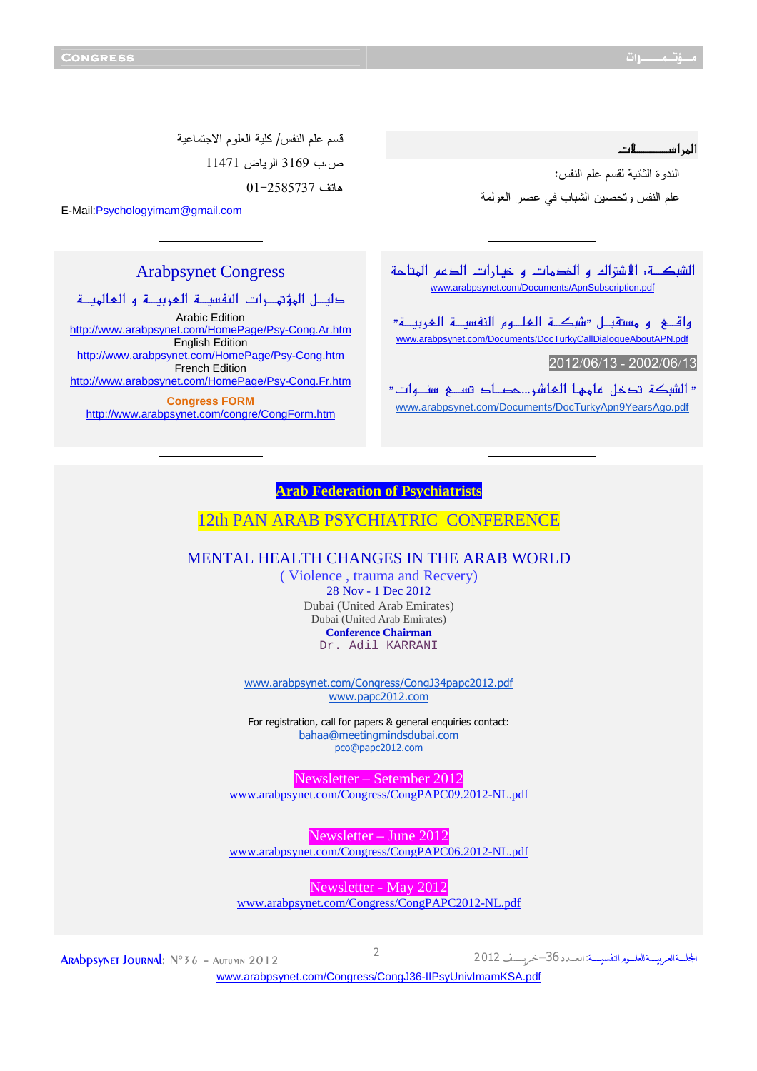المراســــــلات

الندوة الثانية لقسم علم النفس:

علم النفس وتحصين الشباب في عصر العولمة

قسم علم النفس/ كلية العلوم الاجتماعية

ص.ب 3169 الرياض 11471

هاتف 2585737-01

E-Mail:Psychologyimam@gmail.com

---

الشبكــة: الاشتراك و الخدمات و خيارات الدعم المتاحة

www.arabpsynet.com/Documents/ApnSubscription.pdf

واقــع و مستقبــل "شبكــة العلــوم النفسيــة العربيــة"

www.arabpsynet.com/Documents/DocTurkyCallDialogueAboutAPN.pdf

2012/06/13 - 2002/06/13

" الشبكة تدخل عامها العاشر...حصــاد تســع سنــوات"

www.arabpsynet.com/Documents/DocTurkyApn9YearsAgo.pdf

## Arabpsynet Congress

دليــل المؤتمــرات النفسيــة العربيــة و العالميــة

Arabic Edition
http://www.arabpsynet.com/HomePage/Psy-Cong.Ar.htm

English Edition
http://www.arabpsynet.com/HomePage/Psy-Cong.htm

French Edition
http://www.arabpsynet.com/HomePage/Psy-Cong.Fr.htm

**Congress FORM**
http://www.arabpsynet.com/congre/CongForm.htm

---

**Arab Federation of Psychiatrists**

## 12th PAN ARAB PSYCHIATRIC CONFERENCE

## MENTAL HEALTH CHANGES IN THE ARAB WORLD

( Violence , trauma and Recvery)

28 Nov - 1 Dec 2012

Dubai (United Arab Emirates)

Dubai (United Arab Emirates)

**Conference Chairman**

Dr. Adil KARRANI

www.arabpsynet.com/Congress/CongJ34papc2012.pdf

www.papc2012.com

For registration, call for papers & general enquiries contact:

bahaa@meetingmindsdubai.com

pco@papc2012.com

Newsletter – Setember 2012

www.arabpsynet.com/Congress/CongPAPC09.2012-NL.pdf

Newsletter – June 2012

www.arabpsynet.com/Congress/CongPAPC06.2012-NL.pdf

Newsletter - May 2012

www.arabpsynet.com/Congress/CongPAPC2012-NL.pdf

www.arabpsynet.com/Congress/CongJ36-IIPsyUnivImamKSA.pdf